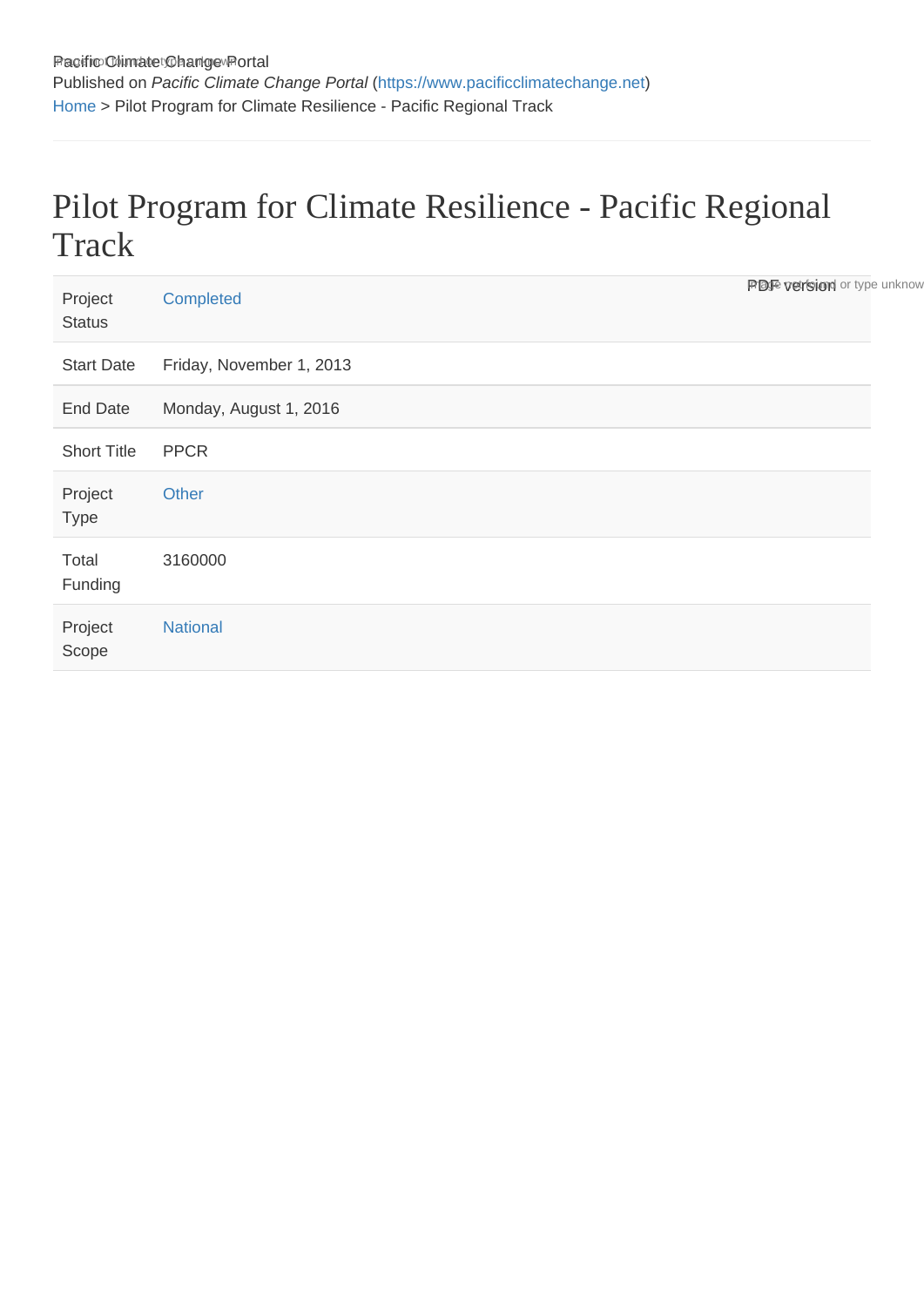Pacific Climate Change Portal
Published on *Pacific Climate Change Portal* (https://www.pacificclimatechange.net)
Home > Pilot Program for Climate Resilience - Pacific Regional Track

# Pilot Program for Climate Resilience - Pacific Regional Track

| | |
|---|---|
| Project Status | Completed |
| Start Date | Friday, November 1, 2013 |
| End Date | Monday, August 1, 2016 |
| Short Title | PPCR |
| Project Type | Other |
| Total Funding | 3160000 |
| Project Scope | National |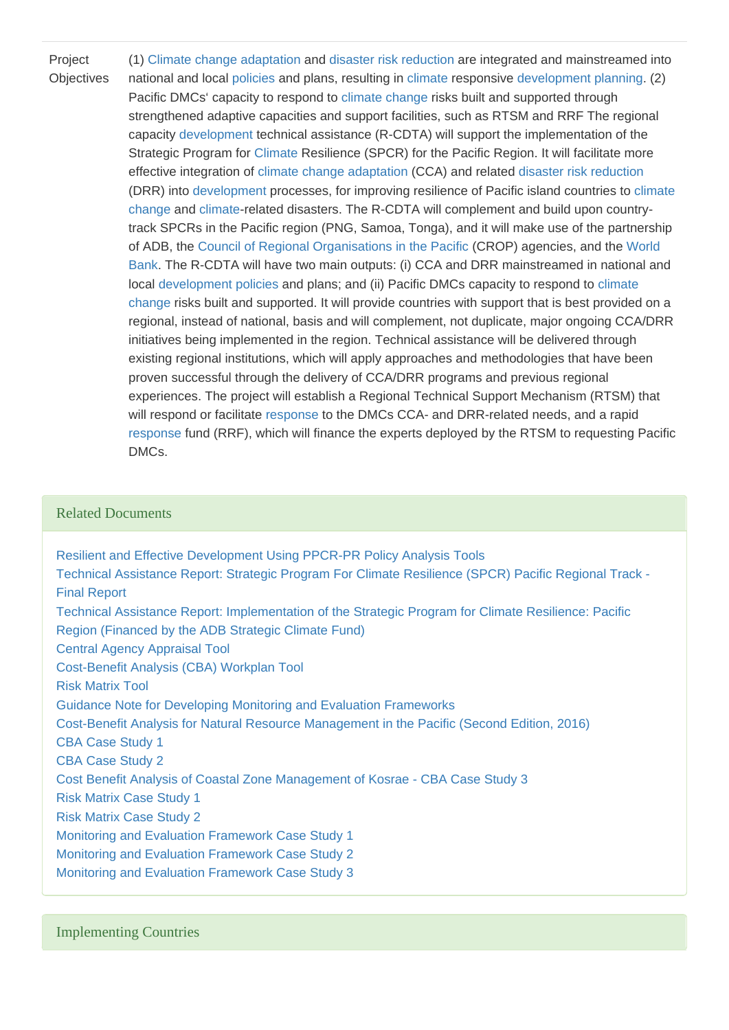| | |
|---|---|
| Project Objectives | (1) Climate change adaptation and disaster risk reduction are integrated and mainstreamed into national and local policies and plans, resulting in climate responsive development planning. (2) Pacific DMCs' capacity to respond to climate change risks built and supported through strengthened adaptive capacities and support facilities, such as RTSM and RRF The regional capacity development technical assistance (R-CDTA) will support the implementation of the Strategic Program for Climate Resilience (SPCR) for the Pacific Region. It will facilitate more effective integration of climate change adaptation (CCA) and related disaster risk reduction (DRR) into development processes, for improving resilience of Pacific island countries to climate change and climate-related disasters. The R-CDTA will complement and build upon country-track SPCRs in the Pacific region (PNG, Samoa, Tonga), and it will make use of the partnership of ADB, the Council of Regional Organisations in the Pacific (CROP) agencies, and the World Bank. The R-CDTA will have two main outputs: (i) CCA and DRR mainstreamed in national and local development policies and plans; and (ii) Pacific DMCs capacity to respond to climate change risks built and supported. It will provide countries with support that is best provided on a regional, instead of national, basis and will complement, not duplicate, major ongoing CCA/DRR initiatives being implemented in the region. Technical assistance will be delivered through existing regional institutions, which will apply approaches and methodologies that have been proven successful through the delivery of CCA/DRR programs and previous regional experiences. The project will establish a Regional Technical Support Mechanism (RTSM) that will respond or facilitate response to the DMCs CCA- and DRR-related needs, and a rapid response fund (RRF), which will finance the experts deployed by the RTSM to requesting Pacific DMCs. |

## Related Documents

Resilient and Effective Development Using PPCR-PR Policy Analysis Tools
Technical Assistance Report: Strategic Program For Climate Resilience (SPCR) Pacific Regional Track - Final Report
Technical Assistance Report: Implementation of the Strategic Program for Climate Resilience: Pacific Region (Financed by the ADB Strategic Climate Fund)
Central Agency Appraisal Tool
Cost-Benefit Analysis (CBA) Workplan Tool
Risk Matrix Tool
Guidance Note for Developing Monitoring and Evaluation Frameworks
Cost-Benefit Analysis for Natural Resource Management in the Pacific (Second Edition, 2016)
CBA Case Study 1
CBA Case Study 2
Cost Benefit Analysis of Coastal Zone Management of Kosrae - CBA Case Study 3
Risk Matrix Case Study 1
Risk Matrix Case Study 2
Monitoring and Evaluation Framework Case Study 1
Monitoring and Evaluation Framework Case Study 2
Monitoring and Evaluation Framework Case Study 3

## Implementing Countries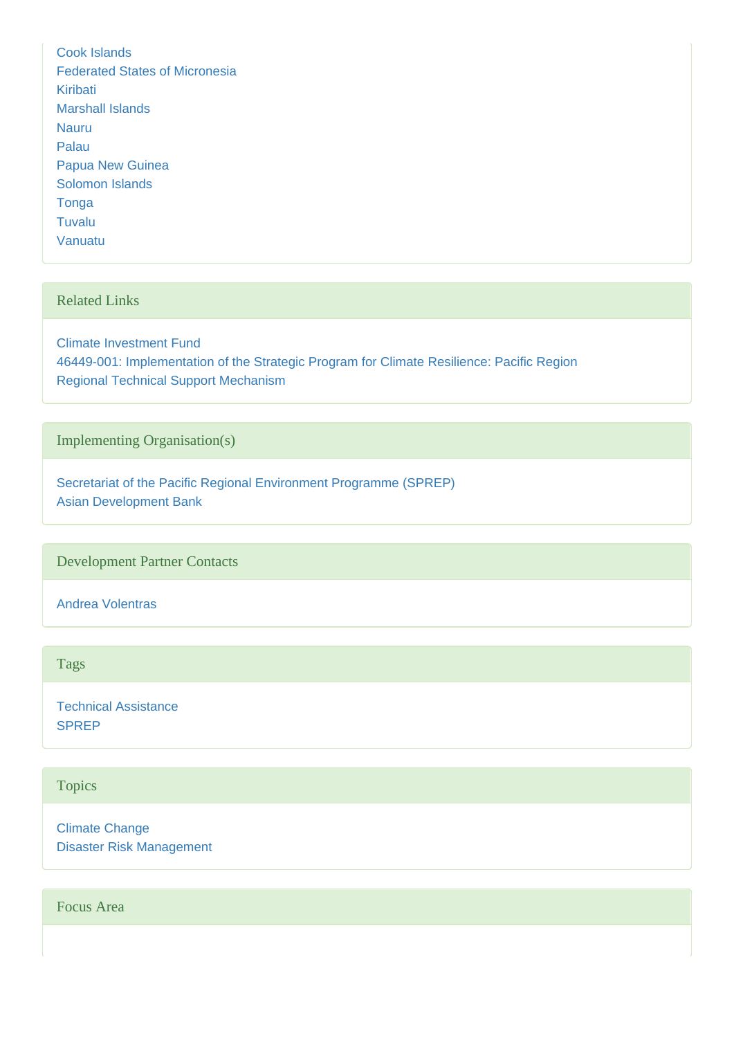Cook Islands
Federated States of Micronesia
Kiribati
Marshall Islands
Nauru
Palau
Papua New Guinea
Solomon Islands
Tonga
Tuvalu
Vanuatu

## Related Links

Climate Investment Fund
46449-001: Implementation of the Strategic Program for Climate Resilience: Pacific Region
Regional Technical Support Mechanism

## Implementing Organisation(s)

Secretariat of the Pacific Regional Environment Programme (SPREP)
Asian Development Bank

## Development Partner Contacts

Andrea Volentras

## Tags

Technical Assistance
SPREP

## Topics

Climate Change
Disaster Risk Management

## Focus Area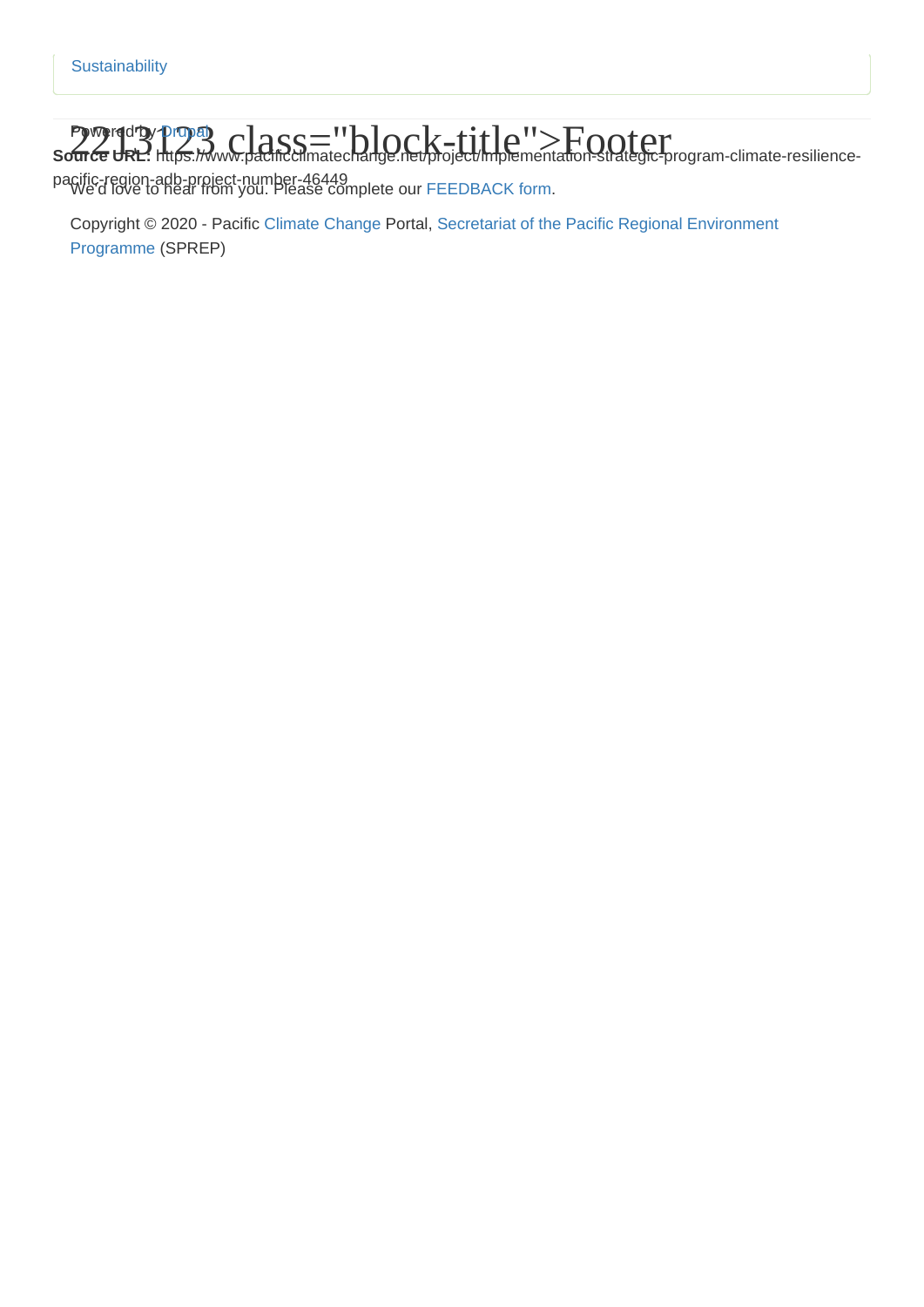Sustainability

Powered by Drupal

2213123 class="block-title">Footer

**Source URL:** https://www.pacificclimatechange.net/project/implementation-strategic-program-climate-resilience-pacific-region-adb-project-number-46449

We'd love to hear from you. Please complete our FEEDBACK form.

Copyright © 2020 - Pacific Climate Change Portal, Secretariat of the Pacific Regional Environment Programme (SPREP)